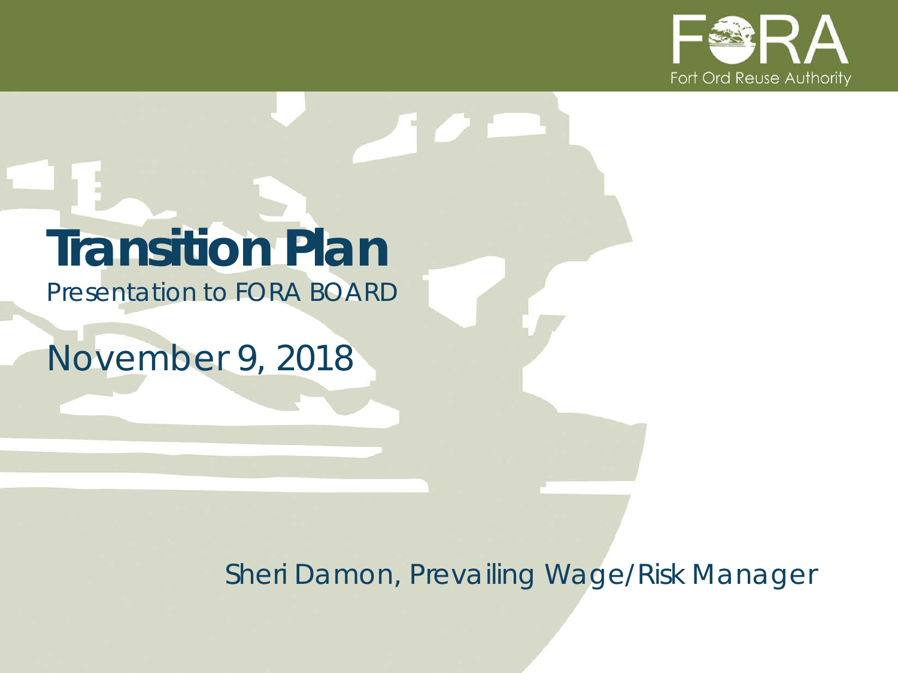FORA

Fort Ord Reuse Authority

# Transition Plan

Presentation to FORA BOARD

November 9, 2018

Sheri Damon, Prevailing Wage/Risk Manager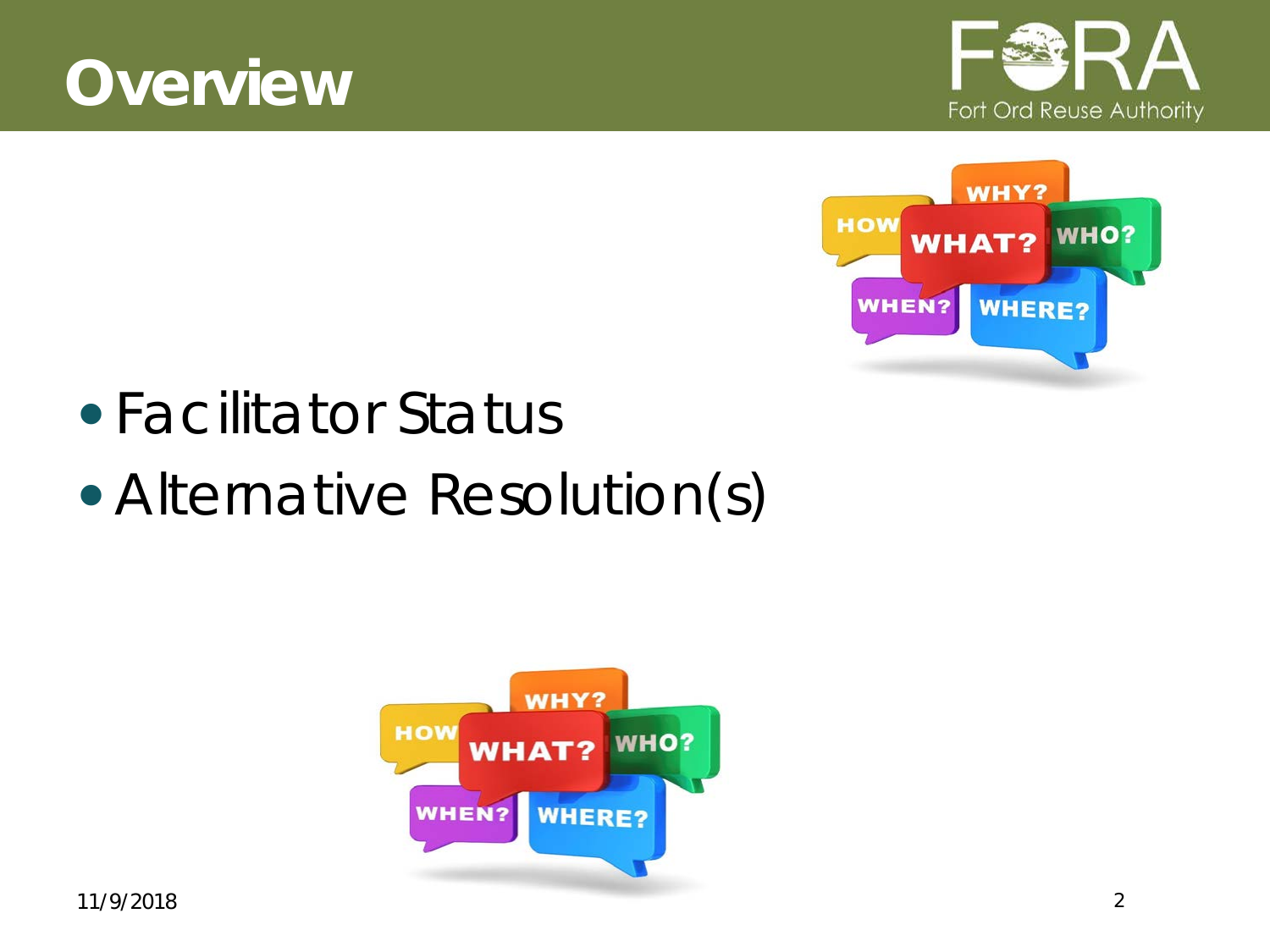# Overview

- Facilitator Status
- Alternative Resolution(s)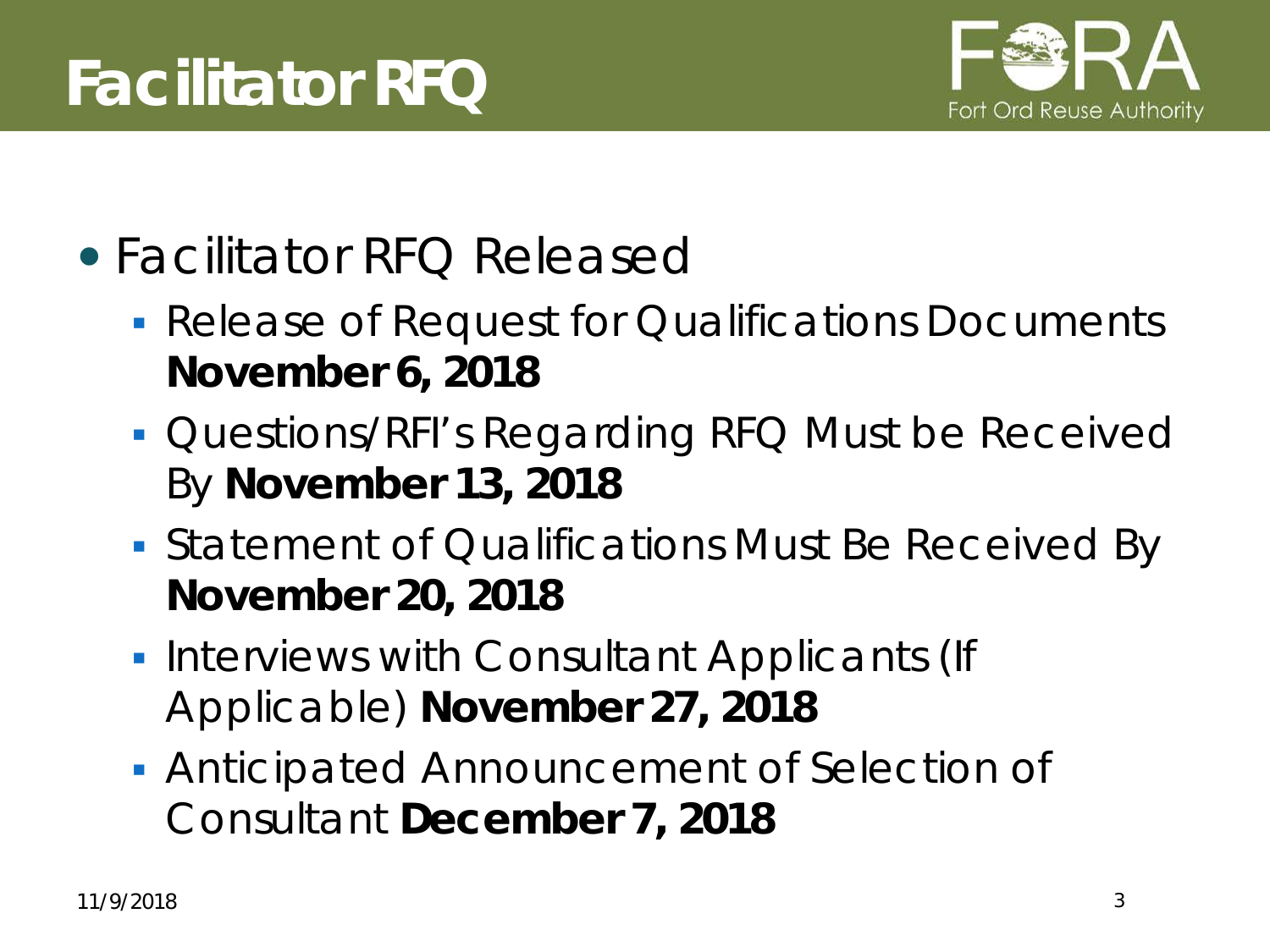# Facilitator RFQ

- Facilitator RFQ Released
  - Release of Request for Qualifications Documents **November 6, 2018**
  - Questions/RFI's Regarding RFQ Must be Received By **November 13, 2018**
  - Statement of Qualifications Must Be Received By **November 20, 2018**
  - Interviews with Consultant Applicants (If Applicable) **November 27, 2018**
  - Anticipated Announcement of Selection of Consultant **December 7, 2018**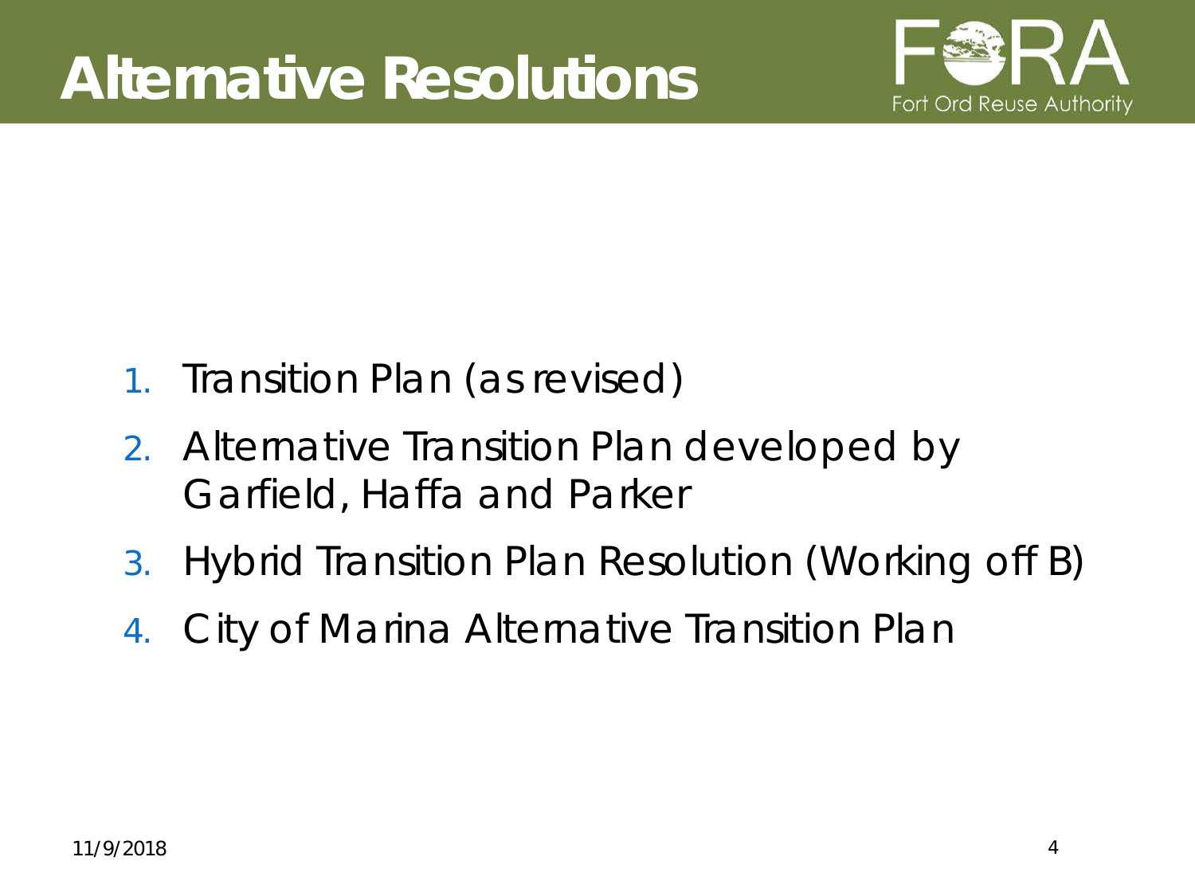# Alternative Resolutions

1. Transition Plan (as revised)
2. Alternative Transition Plan developed by Garfield, Haffa and Parker
3. Hybrid Transition Plan Resolution (Working off B)
4. City of Marina Alternative Transition Plan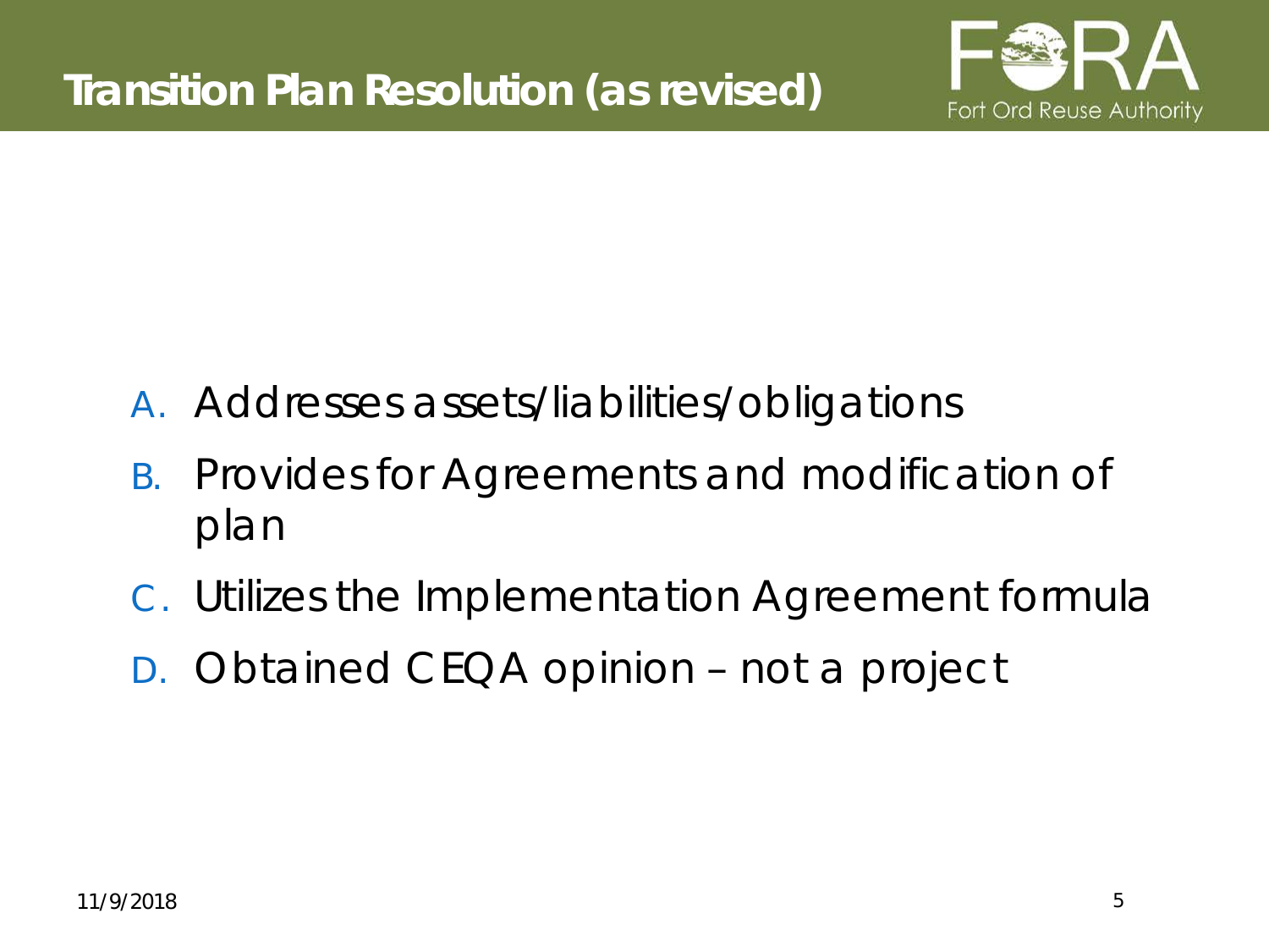# Transition Plan Resolution (as revised)

A. Addresses assets/liabilities/obligations
B. Provides for Agreements and modification of plan
C. Utilizes the Implementation Agreement formula
D. Obtained CEQA opinion – not a project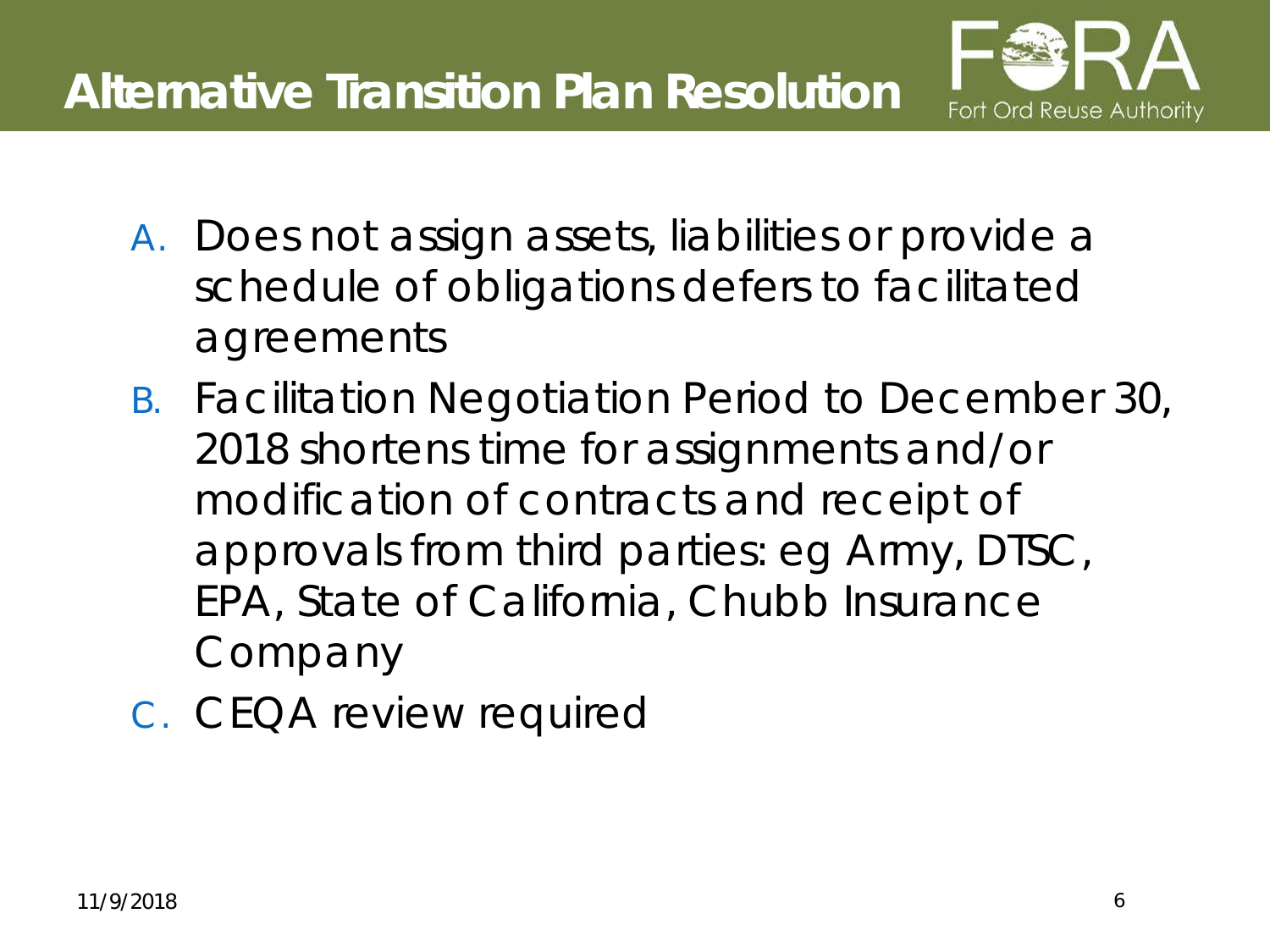# Alternative Transition Plan Resolution

Fort Ord Reuse Authority

A. Does not assign assets, liabilities or provide a schedule of obligations defers to facilitated agreements
B. Facilitation Negotiation Period to December 30, 2018 shortens time for assignments and/or modification of contracts and receipt of approvals from third parties: eg Army, DTSC, EPA, State of California, Chubb Insurance Company
C. CEQA review required

11/9/2018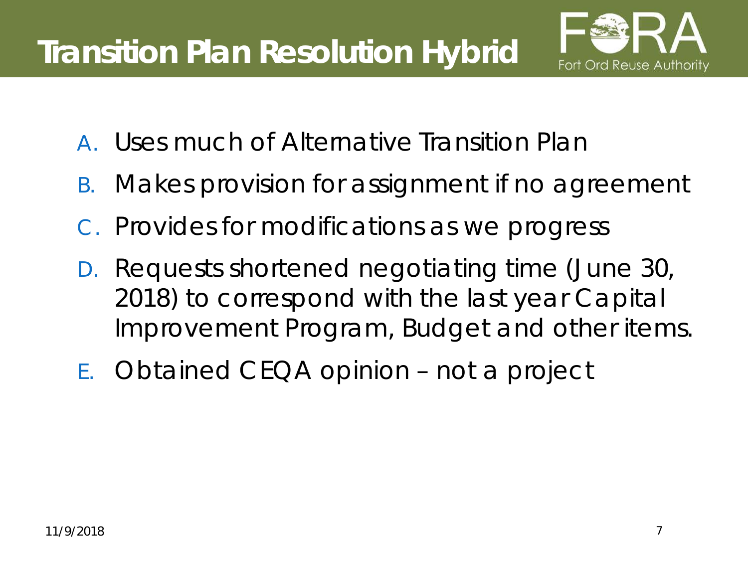# Transition Plan Resolution Hybrid

A. Uses much of Alternative Transition Plan

B. Makes provision for assignment if no agreement

C. Provides for modifications as we progress

D. Requests shortened negotiating time (June 30, 2018) to correspond with the last year Capital Improvement Program, Budget and other items.

E. Obtained CEQA opinion – not a project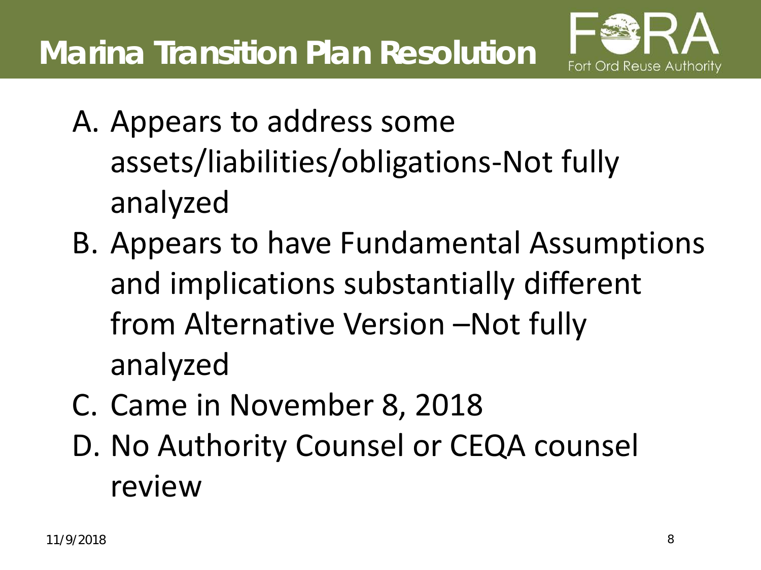# Marina Transition Plan Resolution

A. Appears to address some assets/liabilities/obligations-Not fully analyzed
B. Appears to have Fundamental Assumptions and implications substantially different from Alternative Version –Not fully analyzed
C. Came in November 8, 2018
D. No Authority Counsel or CEQA counsel review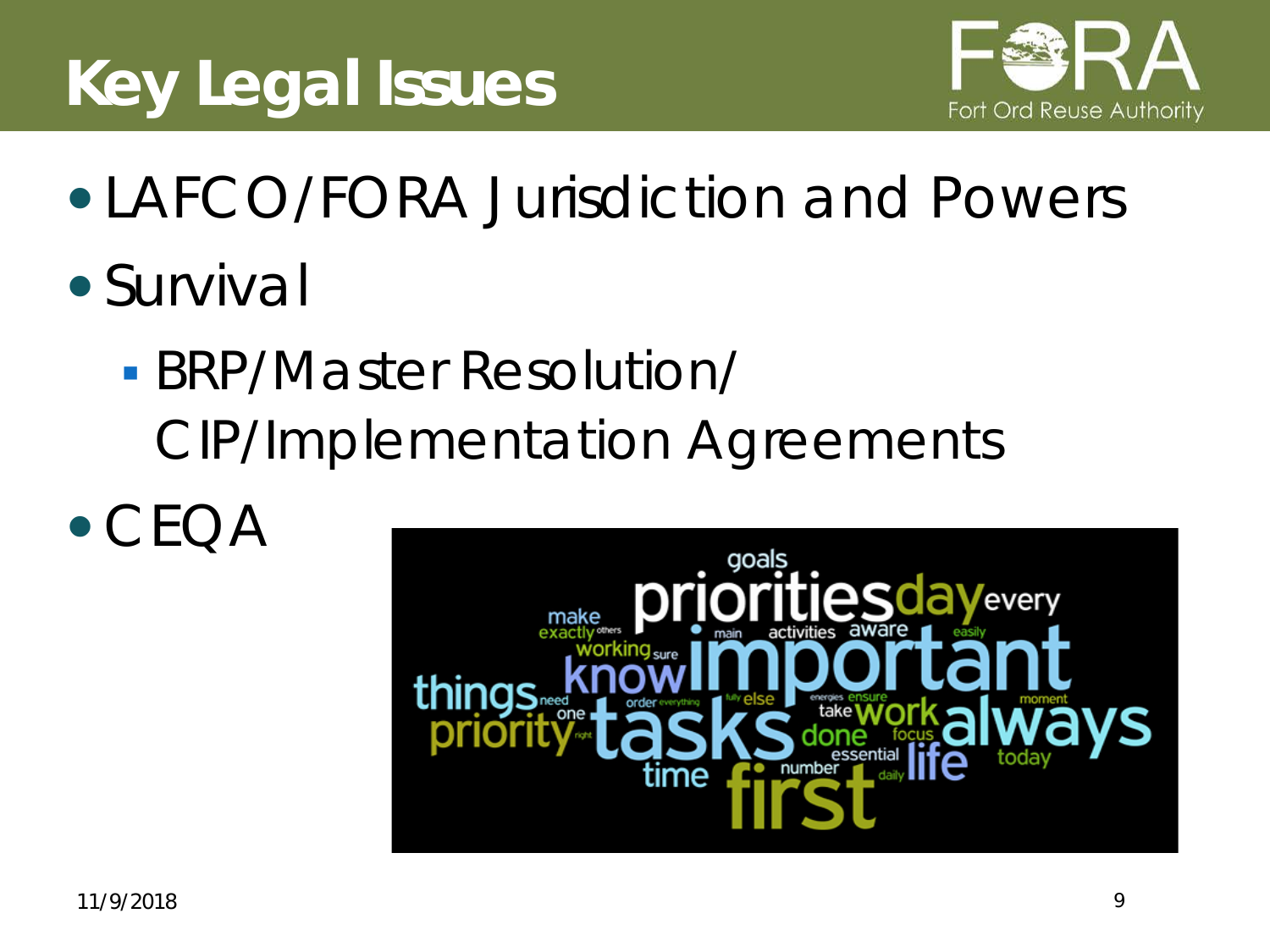# Key Legal Issues

- LAFCO/FORA Jurisdiction and Powers
- Survival
  - BRP/Master Resolution/ CIP/Implementation Agreements
- CEQA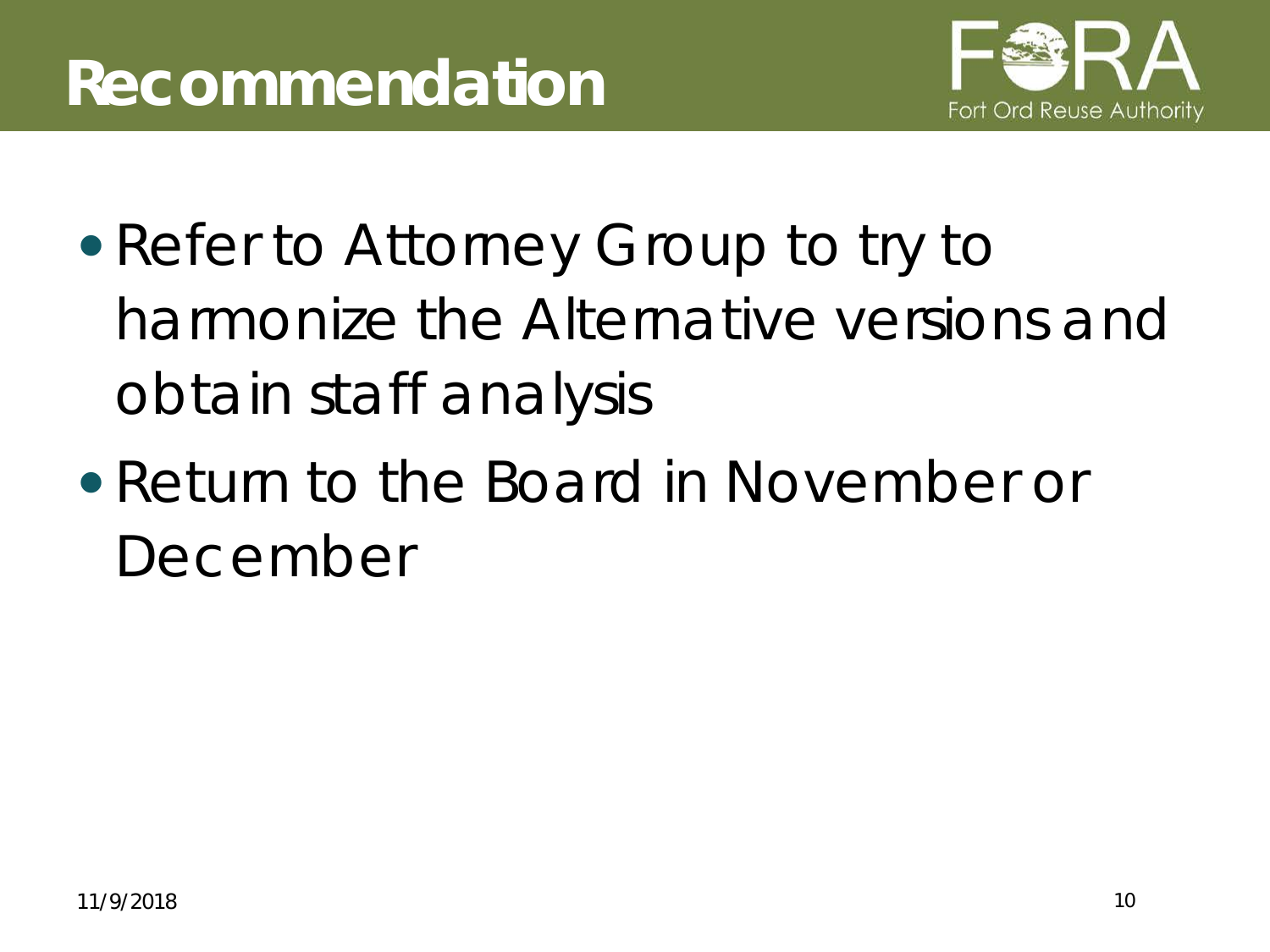# Recommendation

- Refer to Attorney Group to try to harmonize the Alternative versions and obtain staff analysis
- Return to the Board in November or December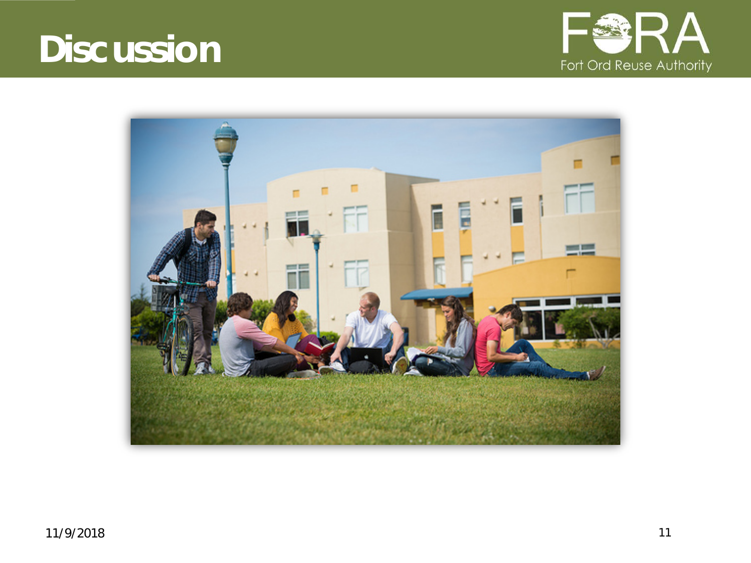# Discussion